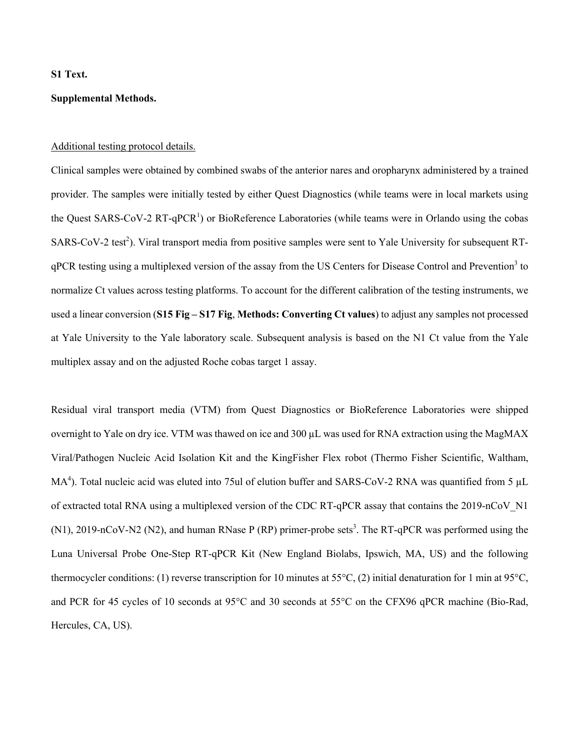**S1 Text.**

**Supplemental Methods.**

Additional testing protocol details.

Clinical samples were obtained by combined swabs of the anterior nares and oropharynx administered by a trained provider. The samples were initially tested by either Quest Diagnostics (while teams were in local markets using the Quest SARS-CoV-2 RT-qPCR[1]) or BioReference Laboratories (while teams were in Orlando using the cobas SARS-CoV-2 test[2]). Viral transport media from positive samples were sent to Yale University for subsequent RT-qPCR testing using a multiplexed version of the assay from the US Centers for Disease Control and Prevention[3] to normalize Ct values across testing platforms. To account for the different calibration of the testing instruments, we used a linear conversion (**S15 Fig – S17 Fig**, **Methods: Converting Ct values**) to adjust any samples not processed at Yale University to the Yale laboratory scale. Subsequent analysis is based on the N1 Ct value from the Yale multiplex assay and on the adjusted Roche cobas target 1 assay.

Residual viral transport media (VTM) from Quest Diagnostics or BioReference Laboratories were shipped overnight to Yale on dry ice. VTM was thawed on ice and 300 µL was used for RNA extraction using the MagMAX Viral/Pathogen Nucleic Acid Isolation Kit and the KingFisher Flex robot (Thermo Fisher Scientific, Waltham, MA[4]). Total nucleic acid was eluted into 75ul of elution buffer and SARS-CoV-2 RNA was quantified from 5 µL of extracted total RNA using a multiplexed version of the CDC RT-qPCR assay that contains the 2019-nCoV_N1 (N1), 2019-nCoV-N2 (N2), and human RNase P (RP) primer-probe sets[3]. The RT-qPCR was performed using the Luna Universal Probe One-Step RT-qPCR Kit (New England Biolabs, Ipswich, MA, US) and the following thermocycler conditions: (1) reverse transcription for 10 minutes at 55°C, (2) initial denaturation for 1 min at 95°C, and PCR for 45 cycles of 10 seconds at 95°C and 30 seconds at 55°C on the CFX96 qPCR machine (Bio-Rad, Hercules, CA, US).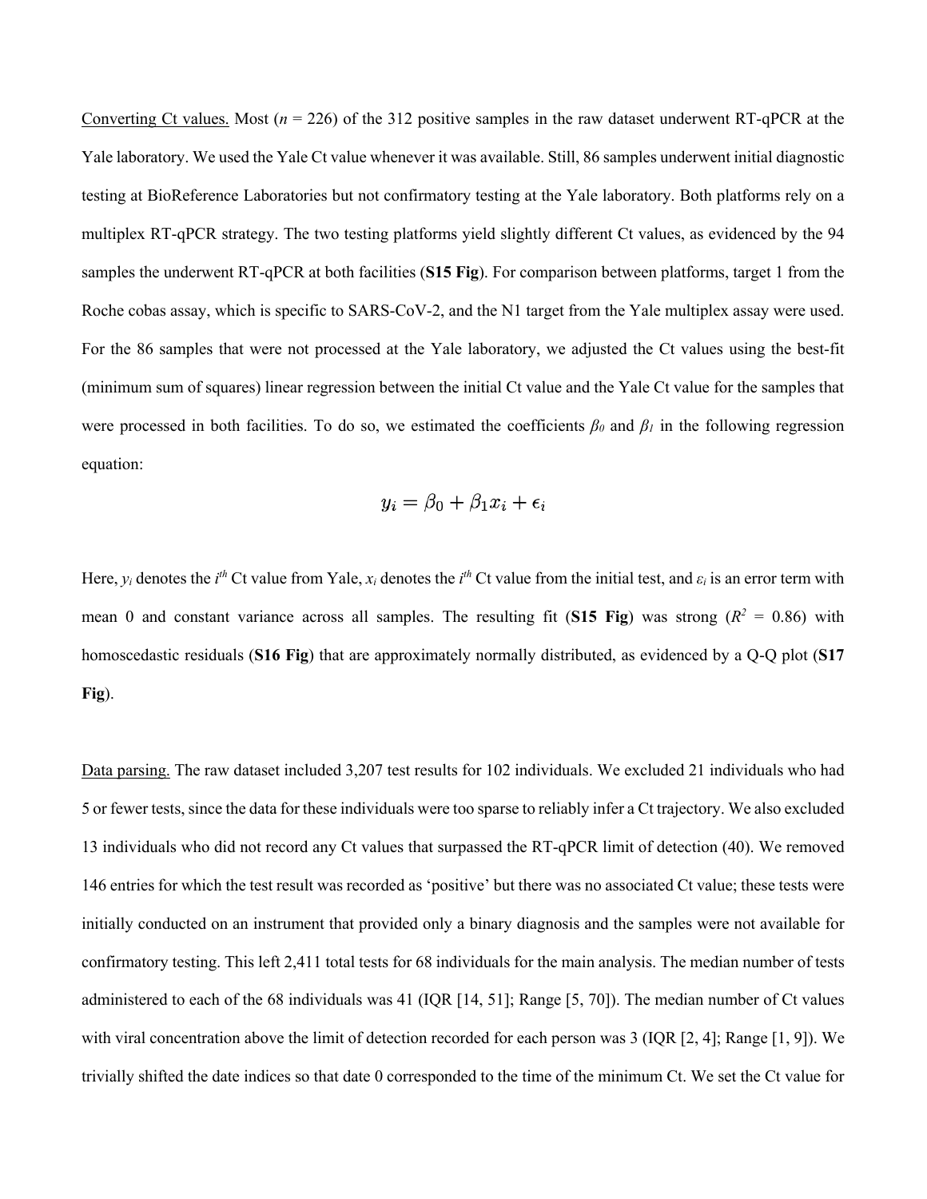Converting Ct values. Most ($n$ = 226) of the 312 positive samples in the raw dataset underwent RT-qPCR at the Yale laboratory. We used the Yale Ct value whenever it was available. Still, 86 samples underwent initial diagnostic testing at BioReference Laboratories but not confirmatory testing at the Yale laboratory. Both platforms rely on a multiplex RT-qPCR strategy. The two testing platforms yield slightly different Ct values, as evidenced by the 94 samples the underwent RT-qPCR at both facilities (**S15 Fig**). For comparison between platforms, target 1 from the Roche cobas assay, which is specific to SARS-CoV-2, and the N1 target from the Yale multiplex assay were used. For the 86 samples that were not processed at the Yale laboratory, we adjusted the Ct values using the best-fit (minimum sum of squares) linear regression between the initial Ct value and the Yale Ct value for the samples that were processed in both facilities. To do so, we estimated the coefficients $\beta_0$ and $\beta_1$ in the following regression equation:

$$y_i = \beta_0 + \beta_1 x_i + \epsilon_i$$

Here, $y_i$ denotes the $i^{th}$ Ct value from Yale, $x_i$ denotes the $i^{th}$ Ct value from the initial test, and $\varepsilon_i$ is an error term with mean 0 and constant variance across all samples. The resulting fit (**S15 Fig**) was strong ($R^2$ = 0.86) with homoscedastic residuals (**S16 Fig**) that are approximately normally distributed, as evidenced by a Q-Q plot (**S17 Fig**).

Data parsing. The raw dataset included 3,207 test results for 102 individuals. We excluded 21 individuals who had 5 or fewer tests, since the data for these individuals were too sparse to reliably infer a Ct trajectory. We also excluded 13 individuals who did not record any Ct values that surpassed the RT-qPCR limit of detection (40). We removed 146 entries for which the test result was recorded as 'positive' but there was no associated Ct value; these tests were initially conducted on an instrument that provided only a binary diagnosis and the samples were not available for confirmatory testing. This left 2,411 total tests for 68 individuals for the main analysis. The median number of tests administered to each of the 68 individuals was 41 (IQR [14, 51]; Range [5, 70]). The median number of Ct values with viral concentration above the limit of detection recorded for each person was 3 (IQR [2, 4]; Range [1, 9]). We trivially shifted the date indices so that date 0 corresponded to the time of the minimum Ct. We set the Ct value for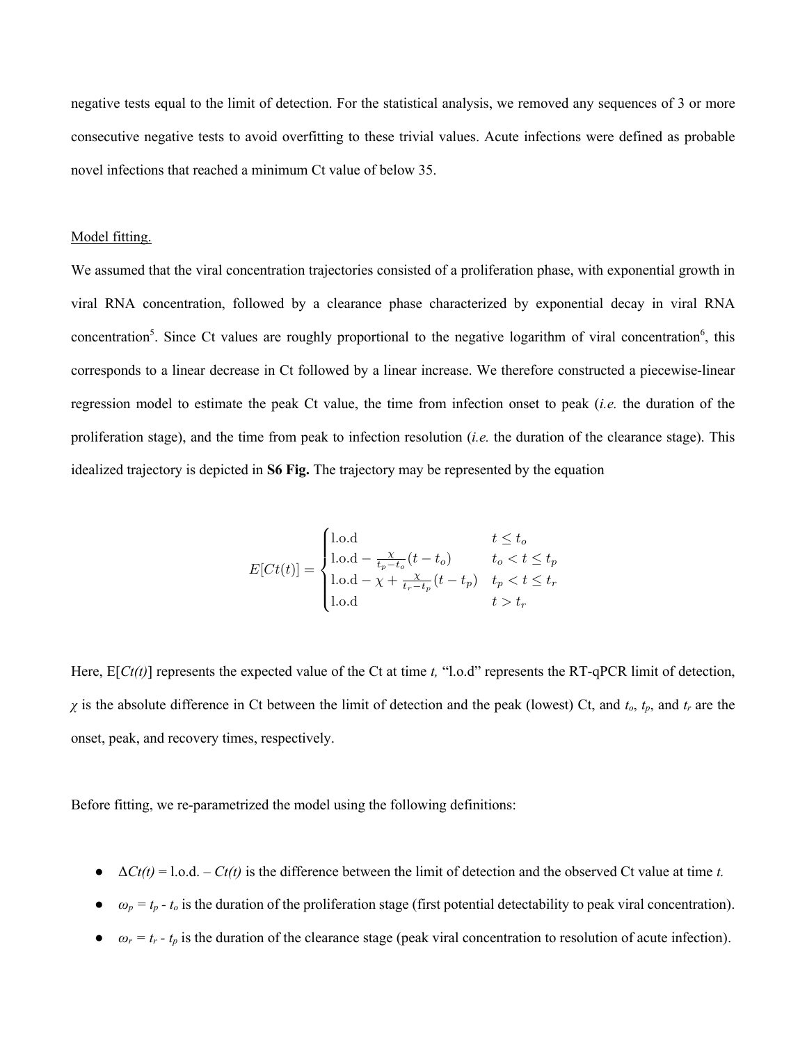negative tests equal to the limit of detection. For the statistical analysis, we removed any sequences of 3 or more consecutive negative tests to avoid overfitting to these trivial values. Acute infections were defined as probable novel infections that reached a minimum Ct value of below 35.

Model fitting.

We assumed that the viral concentration trajectories consisted of a proliferation phase, with exponential growth in viral RNA concentration, followed by a clearance phase characterized by exponential decay in viral RNA concentration[5]. Since Ct values are roughly proportional to the negative logarithm of viral concentration[6], this corresponds to a linear decrease in Ct followed by a linear increase. We therefore constructed a piecewise-linear regression model to estimate the peak Ct value, the time from infection onset to peak (*i.e.* the duration of the proliferation stage), and the time from peak to infection resolution (*i.e.* the duration of the clearance stage). This idealized trajectory is depicted in **S6 Fig.** The trajectory may be represented by the equation

$$E[Ct(t)] = \begin{cases} \text{l.o.d} & t \leq t_o \\ \text{l.o.d} - \frac{\chi}{t_p - t_o}(t - t_o) & t_o < t \leq t_p \\ \text{l.o.d} - \chi + \frac{\chi}{t_r - t_p}(t - t_p) & t_p < t \leq t_r \\ \text{l.o.d} & t > t_r \end{cases}$$

Here, E[*Ct(t)*] represents the expected value of the Ct at time *t,* "l.o.d" represents the RT-qPCR limit of detection, $\chi$ is the absolute difference in Ct between the limit of detection and the peak (lowest) Ct, and $t_o$, $t_p$, and $t_r$ are the onset, peak, and recovery times, respectively.

Before fitting, we re-parametrized the model using the following definitions:

- $\Delta Ct(t)$ = l.o.d. – $Ct(t)$ is the difference between the limit of detection and the observed Ct value at time *t.*
- $\omega_p = t_p - t_o$ is the duration of the proliferation stage (first potential detectability to peak viral concentration).
- $\omega_r = t_r - t_p$ is the duration of the clearance stage (peak viral concentration to resolution of acute infection).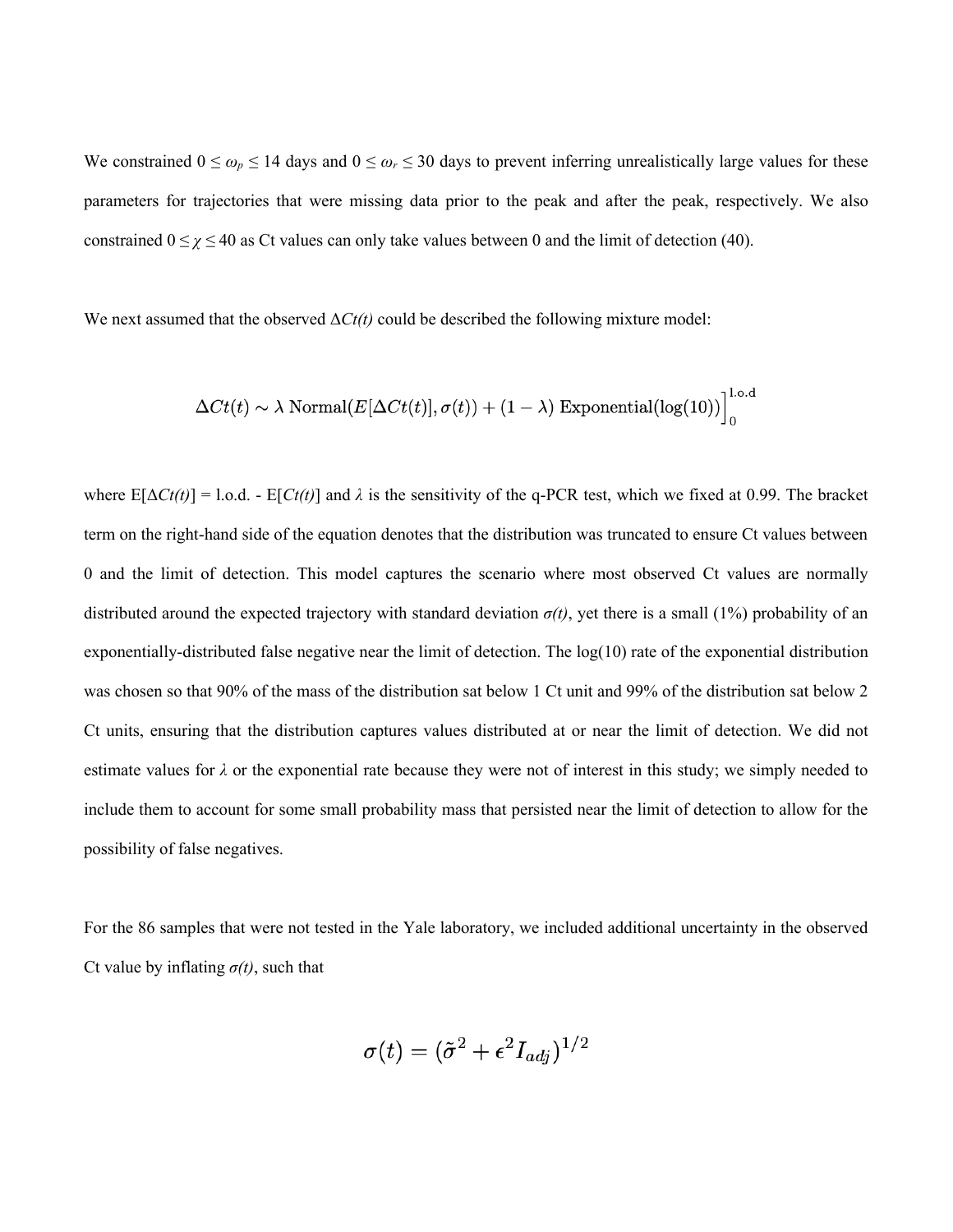We constrained $0 \leq \omega_p \leq 14$ days and $0 \leq \omega_r \leq 30$ days to prevent inferring unrealistically large values for these parameters for trajectories that were missing data prior to the peak and after the peak, respectively. We also constrained $0 \leq \chi \leq 40$ as Ct values can only take values between 0 and the limit of detection (40).

We next assumed that the observed $\Delta Ct(t)$ could be described the following mixture model:

$$\Delta Ct(t) \sim \lambda \text{ Normal}(E[\Delta Ct(t)], \sigma(t)) + (1 - \lambda) \text{ Exponential}(\log(10))\Big]_0^{\text{l.o.d}}$$

where $E[\Delta Ct(t)]$ = l.o.d. - $E[Ct(t)]$ and $\lambda$ is the sensitivity of the q-PCR test, which we fixed at 0.99. The bracket term on the right-hand side of the equation denotes that the distribution was truncated to ensure Ct values between 0 and the limit of detection. This model captures the scenario where most observed Ct values are normally distributed around the expected trajectory with standard deviation $\sigma(t)$, yet there is a small (1%) probability of an exponentially-distributed false negative near the limit of detection. The log(10) rate of the exponential distribution was chosen so that 90% of the mass of the distribution sat below 1 Ct unit and 99% of the distribution sat below 2 Ct units, ensuring that the distribution captures values distributed at or near the limit of detection. We did not estimate values for $\lambda$ or the exponential rate because they were not of interest in this study; we simply needed to include them to account for some small probability mass that persisted near the limit of detection to allow for the possibility of false negatives.

For the 86 samples that were not tested in the Yale laboratory, we included additional uncertainty in the observed Ct value by inflating $\sigma(t)$, such that

$$\sigma(t) = (\tilde{\sigma}^2 + \epsilon^2 I_{adj})^{1/2}$$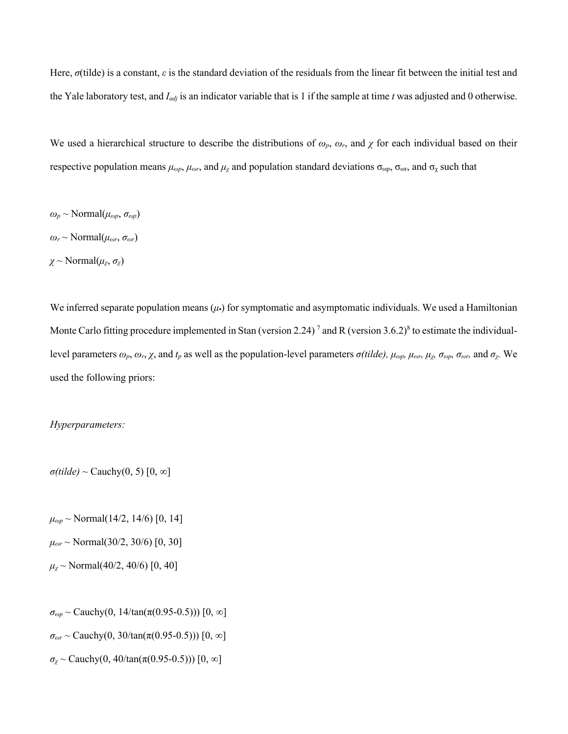Here, $\sigma$(tilde) is a constant, $\varepsilon$ is the standard deviation of the residuals from the linear fit between the initial test and the Yale laboratory test, and $I_{adj}$ is an indicator variable that is 1 if the sample at time $t$ was adjusted and 0 otherwise.

We used a hierarchical structure to describe the distributions of $\omega_p$, $\omega_r$, and $\chi$ for each individual based on their respective population means $\mu_{\omega p}$, $\mu_{\omega r}$, and $\mu_\chi$ and population standard deviations $\sigma_{\omega p}$, $\sigma_{\omega r}$, and $\sigma_\chi$ such that

$\omega_p \sim$ Normal($\mu_{\omega p}$, $\sigma_{\omega p}$)

$\omega_r \sim$ Normal($\mu_{\omega r}$, $\sigma_{\omega r}$)

$\chi \sim$ Normal($\mu_\chi$, $\sigma_\chi$)

We inferred separate population means ($\mu_\bullet$) for symptomatic and asymptomatic individuals. We used a Hamiltonian Monte Carlo fitting procedure implemented in Stan (version 2.24) [7] and R (version 3.6.2)[8] to estimate the individual-level parameters $\omega_p$, $\omega_r$, $\chi$, and $t_p$ as well as the population-level parameters $\sigma$(tilde), $\mu_{\omega p}$, $\mu_{\omega r}$, $\mu_\chi$, $\sigma_{\omega p}$, $\sigma_{\omega r}$, and $\sigma_\chi$. We used the following priors:

*Hyperparameters:*

$\sigma$(tilde) $\sim$ Cauchy(0, 5) $[0, \infty]$

$\mu_{\omega p} \sim$ Normal(14/2, 14/6) [0, 14]

$\mu_{\omega r} \sim$ Normal(30/2, 30/6) [0, 30]

$\mu_\chi \sim$ Normal(40/2, 40/6) [0, 40]

$\sigma_{\omega p} \sim$ Cauchy(0, $14/\tan(\pi(0.95-0.5))$) $[0, \infty]$

$\sigma_{\omega r} \sim$ Cauchy(0, $30/\tan(\pi(0.95-0.5))$) $[0, \infty]$

$\sigma_\chi \sim$ Cauchy(0, $40/\tan(\pi(0.95-0.5))$) $[0, \infty]$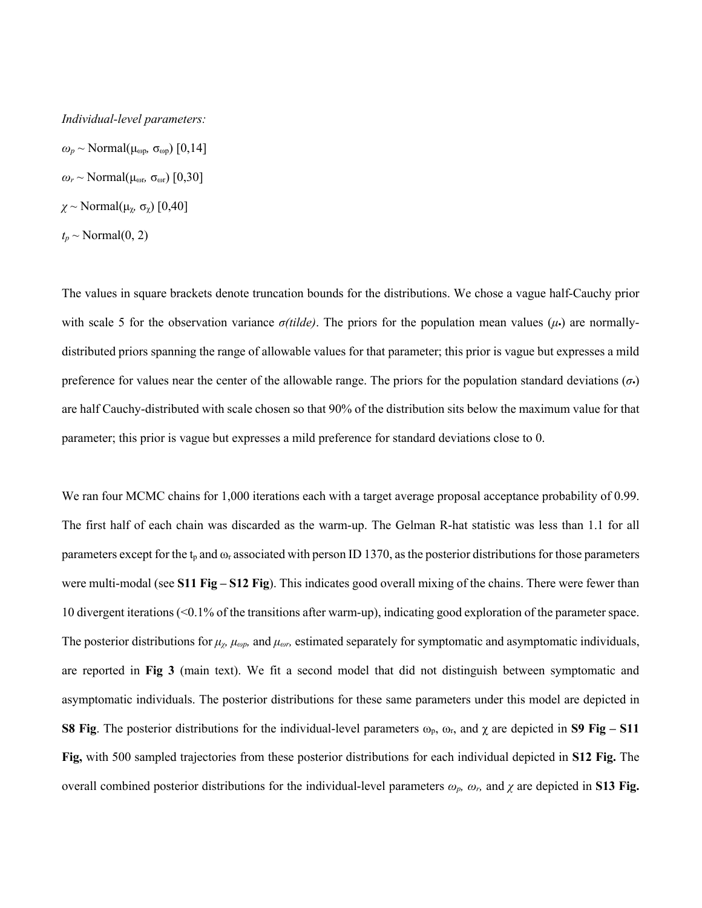*Individual-level parameters:*

$\omega_p \sim \text{Normal}(\mu_{\omega p}, \sigma_{\omega p})$ [0,14]

$\omega_r \sim \text{Normal}(\mu_{\omega r}, \sigma_{\omega r})$ [0,30]

$\chi \sim \text{Normal}(\mu_{\chi}, \sigma_{\chi})$ [0,40]

$t_p \sim \text{Normal}(0, 2)$

The values in square brackets denote truncation bounds for the distributions. We chose a vague half-Cauchy prior with scale 5 for the observation variance *σ(tilde)*. The priors for the population mean values ($\mu_\bullet$) are normally-distributed priors spanning the range of allowable values for that parameter; this prior is vague but expresses a mild preference for values near the center of the allowable range. The priors for the population standard deviations ($\sigma_\bullet$) are half Cauchy-distributed with scale chosen so that 90% of the distribution sits below the maximum value for that parameter; this prior is vague but expresses a mild preference for standard deviations close to 0.

We ran four MCMC chains for 1,000 iterations each with a target average proposal acceptance probability of 0.99. The first half of each chain was discarded as the warm-up. The Gelman R-hat statistic was less than 1.1 for all parameters except for the $t_p$ and $\omega_r$ associated with person ID 1370, as the posterior distributions for those parameters were multi-modal (see **S11 Fig – S12 Fig**). This indicates good overall mixing of the chains. There were fewer than 10 divergent iterations (<0.1% of the transitions after warm-up), indicating good exploration of the parameter space. The posterior distributions for $\mu_\chi$, $\mu_{\omega p}$, and $\mu_{\omega r}$, estimated separately for symptomatic and asymptomatic individuals, are reported in **Fig 3** (main text). We fit a second model that did not distinguish between symptomatic and asymptomatic individuals. The posterior distributions for these same parameters under this model are depicted in **S8 Fig**. The posterior distributions for the individual-level parameters $\omega_p$, $\omega_r$, and $\chi$ are depicted in **S9 Fig – S11 Fig,** with 500 sampled trajectories from these posterior distributions for each individual depicted in **S12 Fig.** The overall combined posterior distributions for the individual-level parameters $\omega_p$, $\omega_r$, and $\chi$ are depicted in **S13 Fig.**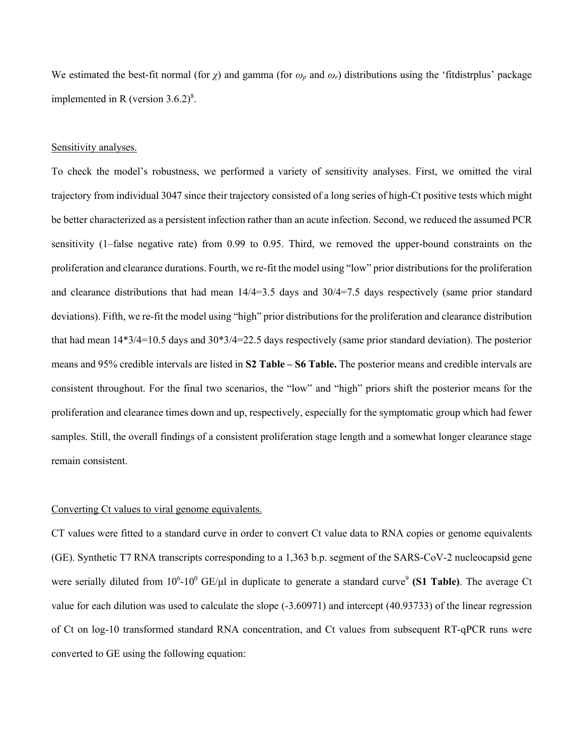We estimated the best-fit normal (for $\chi$) and gamma (for $\omega_p$ and $\omega_r$) distributions using the 'fitdistrplus' package implemented in R (version 3.6.2)[8].

Sensitivity analyses.

To check the model's robustness, we performed a variety of sensitivity analyses. First, we omitted the viral trajectory from individual 3047 since their trajectory consisted of a long series of high-Ct positive tests which might be better characterized as a persistent infection rather than an acute infection. Second, we reduced the assumed PCR sensitivity (1–false negative rate) from 0.99 to 0.95. Third, we removed the upper-bound constraints on the proliferation and clearance durations. Fourth, we re-fit the model using "low" prior distributions for the proliferation and clearance distributions that had mean 14/4=3.5 days and 30/4=7.5 days respectively (same prior standard deviations). Fifth, we re-fit the model using "high" prior distributions for the proliferation and clearance distribution that had mean 14*3/4=10.5 days and 30*3/4=22.5 days respectively (same prior standard deviation). The posterior means and 95% credible intervals are listed in **S2 Table – S6 Table.** The posterior means and credible intervals are consistent throughout. For the final two scenarios, the "low" and "high" priors shift the posterior means for the proliferation and clearance times down and up, respectively, especially for the symptomatic group which had fewer samples. Still, the overall findings of a consistent proliferation stage length and a somewhat longer clearance stage remain consistent.

Converting Ct values to viral genome equivalents.

CT values were fitted to a standard curve in order to convert Ct value data to RNA copies or genome equivalents (GE). Synthetic T7 RNA transcripts corresponding to a 1,363 b.p. segment of the SARS-CoV-2 nucleocapsid gene were serially diluted from $10^6$-$10^0$ GE/μl in duplicate to generate a standard curve[9] **(S1 Table)**. The average Ct value for each dilution was used to calculate the slope (-3.60971) and intercept (40.93733) of the linear regression of Ct on log-10 transformed standard RNA concentration, and Ct values from subsequent RT-qPCR runs were converted to GE using the following equation: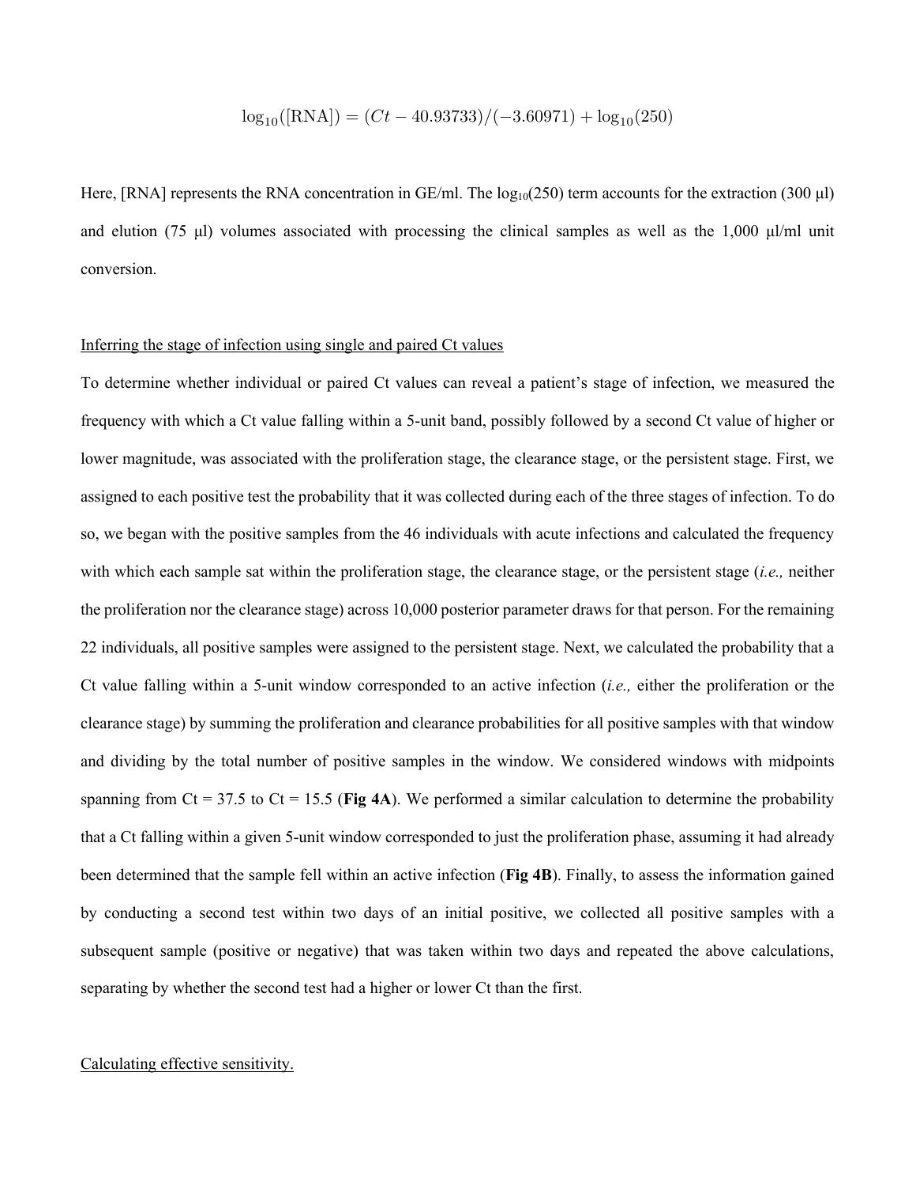$$\log_{10}([\text{RNA}]) = (Ct - 40.93733)/(-3.60971) + \log_{10}(250)$$

Here, [RNA] represents the RNA concentration in GE/ml. The $\log_{10}(250)$ term accounts for the extraction (300 μl) and elution (75 μl) volumes associated with processing the clinical samples as well as the 1,000 μl/ml unit conversion.

Inferring the stage of infection using single and paired Ct values

To determine whether individual or paired Ct values can reveal a patient's stage of infection, we measured the frequency with which a Ct value falling within a 5-unit band, possibly followed by a second Ct value of higher or lower magnitude, was associated with the proliferation stage, the clearance stage, or the persistent stage. First, we assigned to each positive test the probability that it was collected during each of the three stages of infection. To do so, we began with the positive samples from the 46 individuals with acute infections and calculated the frequency with which each sample sat within the proliferation stage, the clearance stage, or the persistent stage (*i.e.,* neither the proliferation nor the clearance stage) across 10,000 posterior parameter draws for that person. For the remaining 22 individuals, all positive samples were assigned to the persistent stage. Next, we calculated the probability that a Ct value falling within a 5-unit window corresponded to an active infection (*i.e.,* either the proliferation or the clearance stage) by summing the proliferation and clearance probabilities for all positive samples with that window and dividing by the total number of positive samples in the window. We considered windows with midpoints spanning from Ct = 37.5 to Ct = 15.5 (**Fig 4A**). We performed a similar calculation to determine the probability that a Ct falling within a given 5-unit window corresponded to just the proliferation phase, assuming it had already been determined that the sample fell within an active infection (**Fig 4B**). Finally, to assess the information gained by conducting a second test within two days of an initial positive, we collected all positive samples with a subsequent sample (positive or negative) that was taken within two days and repeated the above calculations, separating by whether the second test had a higher or lower Ct than the first.

Calculating effective sensitivity.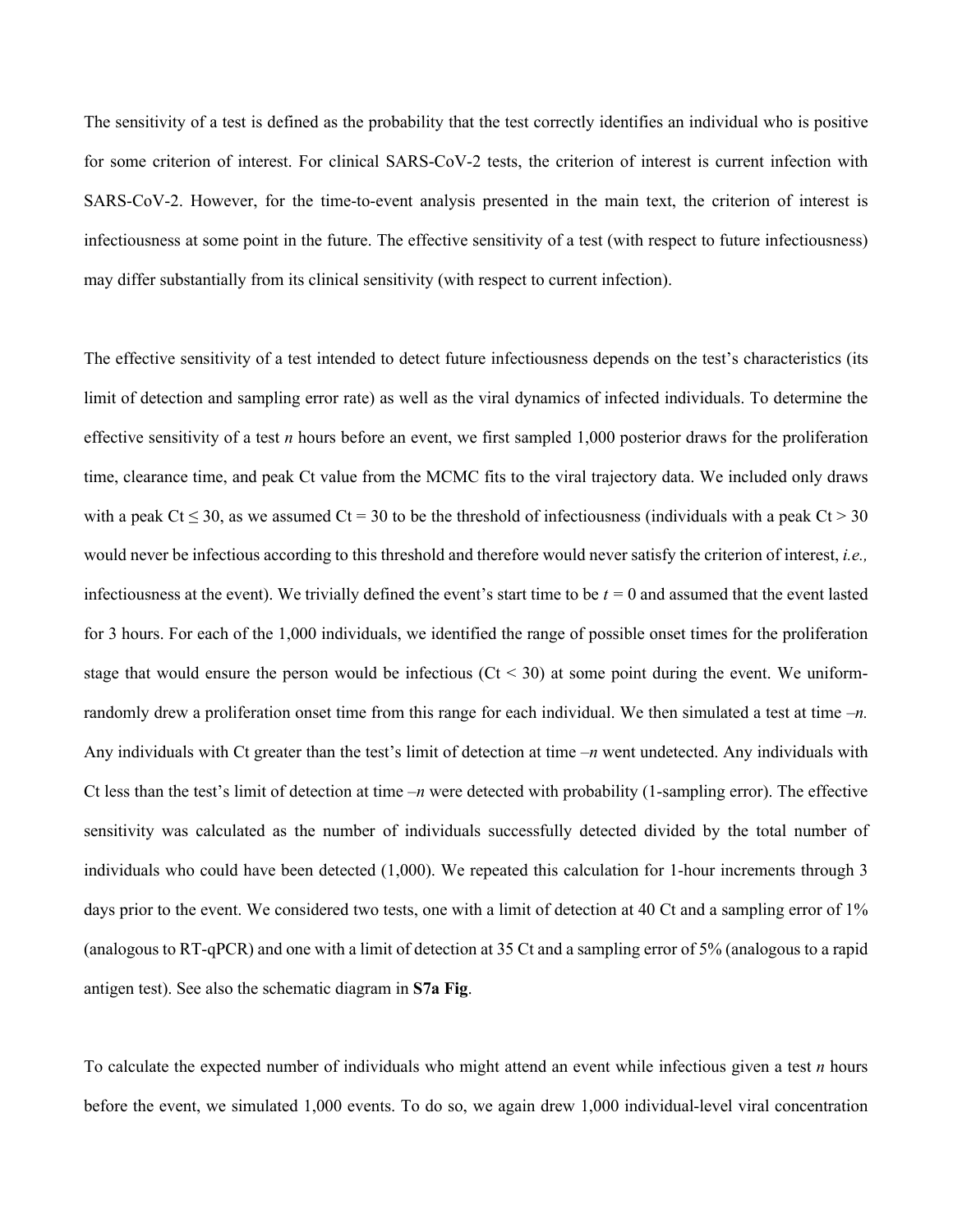The sensitivity of a test is defined as the probability that the test correctly identifies an individual who is positive for some criterion of interest. For clinical SARS-CoV-2 tests, the criterion of interest is current infection with SARS-CoV-2. However, for the time-to-event analysis presented in the main text, the criterion of interest is infectiousness at some point in the future. The effective sensitivity of a test (with respect to future infectiousness) may differ substantially from its clinical sensitivity (with respect to current infection).

The effective sensitivity of a test intended to detect future infectiousness depends on the test's characteristics (its limit of detection and sampling error rate) as well as the viral dynamics of infected individuals. To determine the effective sensitivity of a test *n* hours before an event, we first sampled 1,000 posterior draws for the proliferation time, clearance time, and peak Ct value from the MCMC fits to the viral trajectory data. We included only draws with a peak Ct $\leq$ 30, as we assumed Ct = 30 to be the threshold of infectiousness (individuals with a peak Ct > 30 would never be infectious according to this threshold and therefore would never satisfy the criterion of interest, *i.e.,* infectiousness at the event). We trivially defined the event's start time to be $t = 0$ and assumed that the event lasted for 3 hours. For each of the 1,000 individuals, we identified the range of possible onset times for the proliferation stage that would ensure the person would be infectious (Ct < 30) at some point during the event. We uniform-randomly drew a proliferation onset time from this range for each individual. We then simulated a test at time $-n$. Any individuals with Ct greater than the test's limit of detection at time $-n$ went undetected. Any individuals with Ct less than the test's limit of detection at time $-n$ were detected with probability (1-sampling error). The effective sensitivity was calculated as the number of individuals successfully detected divided by the total number of individuals who could have been detected (1,000). We repeated this calculation for 1-hour increments through 3 days prior to the event. We considered two tests, one with a limit of detection at 40 Ct and a sampling error of 1% (analogous to RT-qPCR) and one with a limit of detection at 35 Ct and a sampling error of 5% (analogous to a rapid antigen test). See also the schematic diagram in **S7a Fig**.

To calculate the expected number of individuals who might attend an event while infectious given a test *n* hours before the event, we simulated 1,000 events. To do so, we again drew 1,000 individual-level viral concentration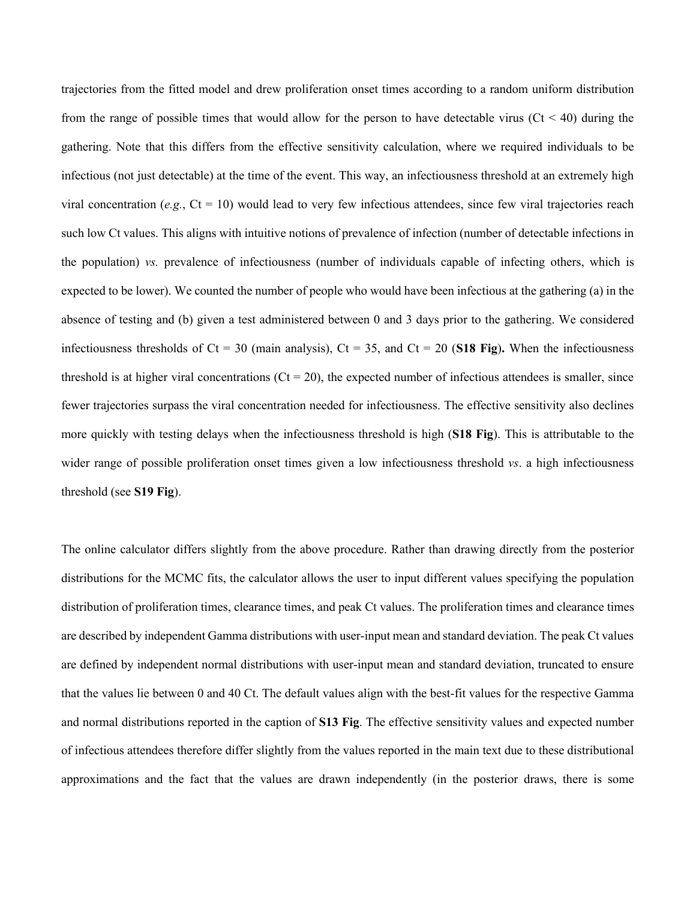trajectories from the fitted model and drew proliferation onset times according to a random uniform distribution from the range of possible times that would allow for the person to have detectable virus (Ct < 40) during the gathering. Note that this differs from the effective sensitivity calculation, where we required individuals to be infectious (not just detectable) at the time of the event. This way, an infectiousness threshold at an extremely high viral concentration (*e.g.*, Ct = 10) would lead to very few infectious attendees, since few viral trajectories reach such low Ct values. This aligns with intuitive notions of prevalence of infection (number of detectable infections in the population) *vs.* prevalence of infectiousness (number of individuals capable of infecting others, which is expected to be lower). We counted the number of people who would have been infectious at the gathering (a) in the absence of testing and (b) given a test administered between 0 and 3 days prior to the gathering. We considered infectiousness thresholds of Ct = 30 (main analysis), Ct = 35, and Ct = 20 (**S18 Fig**)**.** When the infectiousness threshold is at higher viral concentrations (Ct = 20), the expected number of infectious attendees is smaller, since fewer trajectories surpass the viral concentration needed for infectiousness. The effective sensitivity also declines more quickly with testing delays when the infectiousness threshold is high (**S18 Fig**). This is attributable to the wider range of possible proliferation onset times given a low infectiousness threshold *vs*. a high infectiousness threshold (see **S19 Fig**).

The online calculator differs slightly from the above procedure. Rather than drawing directly from the posterior distributions for the MCMC fits, the calculator allows the user to input different values specifying the population distribution of proliferation times, clearance times, and peak Ct values. The proliferation times and clearance times are described by independent Gamma distributions with user-input mean and standard deviation. The peak Ct values are defined by independent normal distributions with user-input mean and standard deviation, truncated to ensure that the values lie between 0 and 40 Ct. The default values align with the best-fit values for the respective Gamma and normal distributions reported in the caption of **S13 Fig**. The effective sensitivity values and expected number of infectious attendees therefore differ slightly from the values reported in the main text due to these distributional approximations and the fact that the values are drawn independently (in the posterior draws, there is some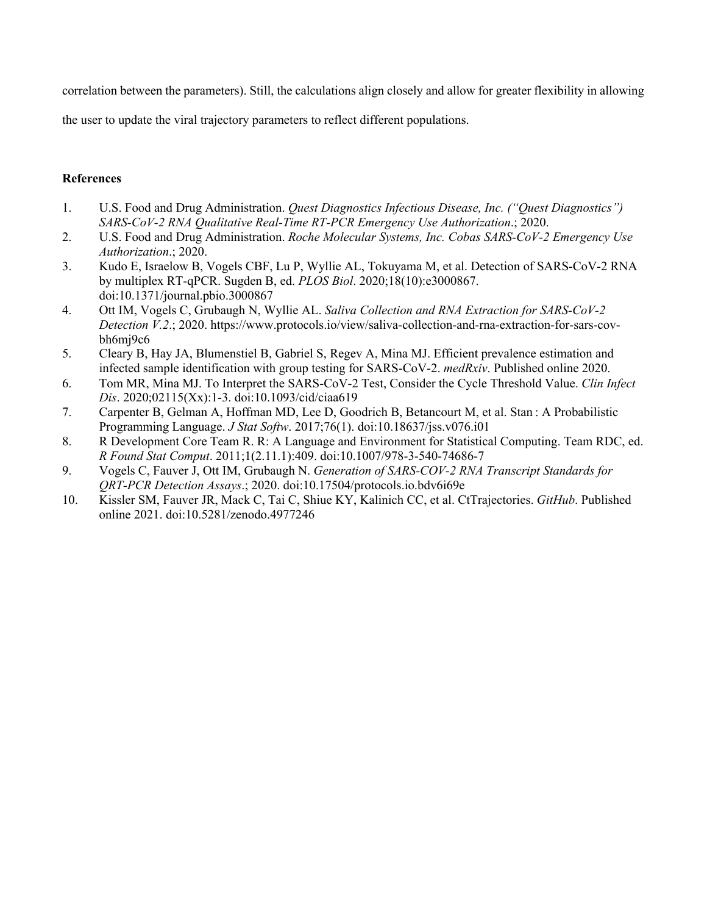correlation between the parameters). Still, the calculations align closely and allow for greater flexibility in allowing the user to update the viral trajectory parameters to reflect different populations.

**References**

1. U.S. Food and Drug Administration. *Quest Diagnostics Infectious Disease, Inc. ("Quest Diagnostics") SARS-CoV-2 RNA Qualitative Real-Time RT-PCR Emergency Use Authorization*.; 2020.
2. U.S. Food and Drug Administration. *Roche Molecular Systems, Inc. Cobas SARS-CoV-2 Emergency Use Authorization*.; 2020.
3. Kudo E, Israelow B, Vogels CBF, Lu P, Wyllie AL, Tokuyama M, et al. Detection of SARS-CoV-2 RNA by multiplex RT-qPCR. Sugden B, ed. *PLOS Biol*. 2020;18(10):e3000867. doi:10.1371/journal.pbio.3000867
4. Ott IM, Vogels C, Grubaugh N, Wyllie AL. *Saliva Collection and RNA Extraction for SARS-CoV-2 Detection V.2*.; 2020. https://www.protocols.io/view/saliva-collection-and-rna-extraction-for-sars-cov-bh6mj9c6
5. Cleary B, Hay JA, Blumenstiel B, Gabriel S, Regev A, Mina MJ. Efficient prevalence estimation and infected sample identification with group testing for SARS-CoV-2. *medRxiv*. Published online 2020.
6. Tom MR, Mina MJ. To Interpret the SARS-CoV-2 Test, Consider the Cycle Threshold Value. *Clin Infect Dis*. 2020;02115(Xx):1-3. doi:10.1093/cid/ciaa619
7. Carpenter B, Gelman A, Hoffman MD, Lee D, Goodrich B, Betancourt M, et al. Stan : A Probabilistic Programming Language. *J Stat Softw*. 2017;76(1). doi:10.18637/jss.v076.i01
8. R Development Core Team R. R: A Language and Environment for Statistical Computing. Team RDC, ed. *R Found Stat Comput*. 2011;1(2.11.1):409. doi:10.1007/978-3-540-74686-7
9. Vogels C, Fauver J, Ott IM, Grubaugh N. *Generation of SARS-COV-2 RNA Transcript Standards for QRT-PCR Detection Assays*.; 2020. doi:10.17504/protocols.io.bdv6i69e
10. Kissler SM, Fauver JR, Mack C, Tai C, Shiue KY, Kalinich CC, et al. CtTrajectories. *GitHub*. Published online 2021. doi:10.5281/zenodo.4977246